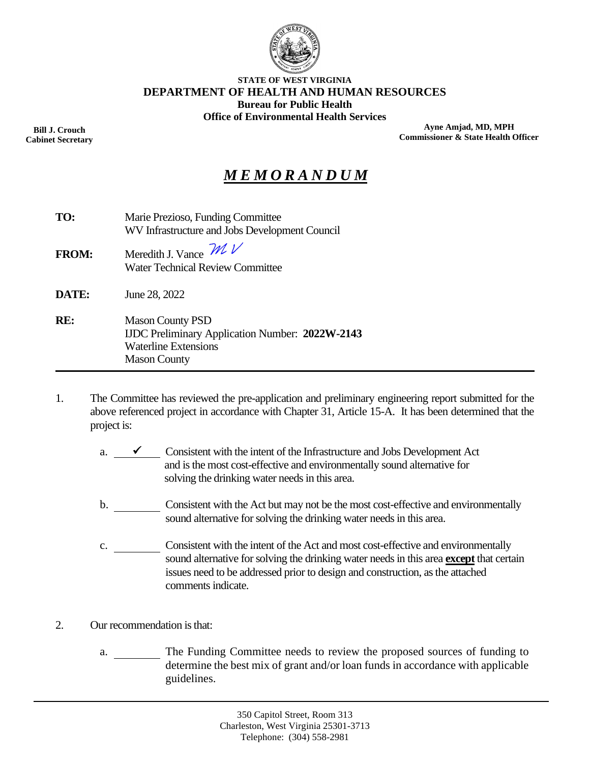**STATE OF WEST VIRGINIA**
**DEPARTMENT OF HEALTH AND HUMAN RESOURCES**
**Bureau for Public Health**
**Office of Environmental Health Services**

**Bill J. Crouch**
**Cabinet Secretary**

**Ayne Amjad, MD, MPH**
**Commissioner & State Health Officer**

# ***MEMORANDUM***

**TO:** Marie Prezioso, Funding Committee
WV Infrastructure and Jobs Development Council

**FROM:** Meredith J. Vance *MV*
Water Technical Review Committee

**DATE:** June 28, 2022

**RE:** Mason County PSD
IJDC Preliminary Application Number: **2022W-2143**
Waterline Extensions
Mason County

---

1. The Committee has reviewed the pre-application and preliminary engineering report submitted for the above referenced project in accordance with Chapter 31, Article 15-A. It has been determined that the project is:

   a. ✓ Consistent with the intent of the Infrastructure and Jobs Development Act and is the most cost-effective and environmentally sound alternative for solving the drinking water needs in this area.

   b. ______ Consistent with the Act but may not be the most cost-effective and environmentally sound alternative for solving the drinking water needs in this area.

   c. ______ Consistent with the intent of the Act and most cost-effective and environmentally sound alternative for solving the drinking water needs in this area **except** that certain issues need to be addressed prior to design and construction, as the attached comments indicate.

2. Our recommendation is that:

   a. ______ The Funding Committee needs to review the proposed sources of funding to determine the best mix of grant and/or loan funds in accordance with applicable guidelines.

350 Capitol Street, Room 313
Charleston, West Virginia 25301-3713
Telephone: (304) 558-2981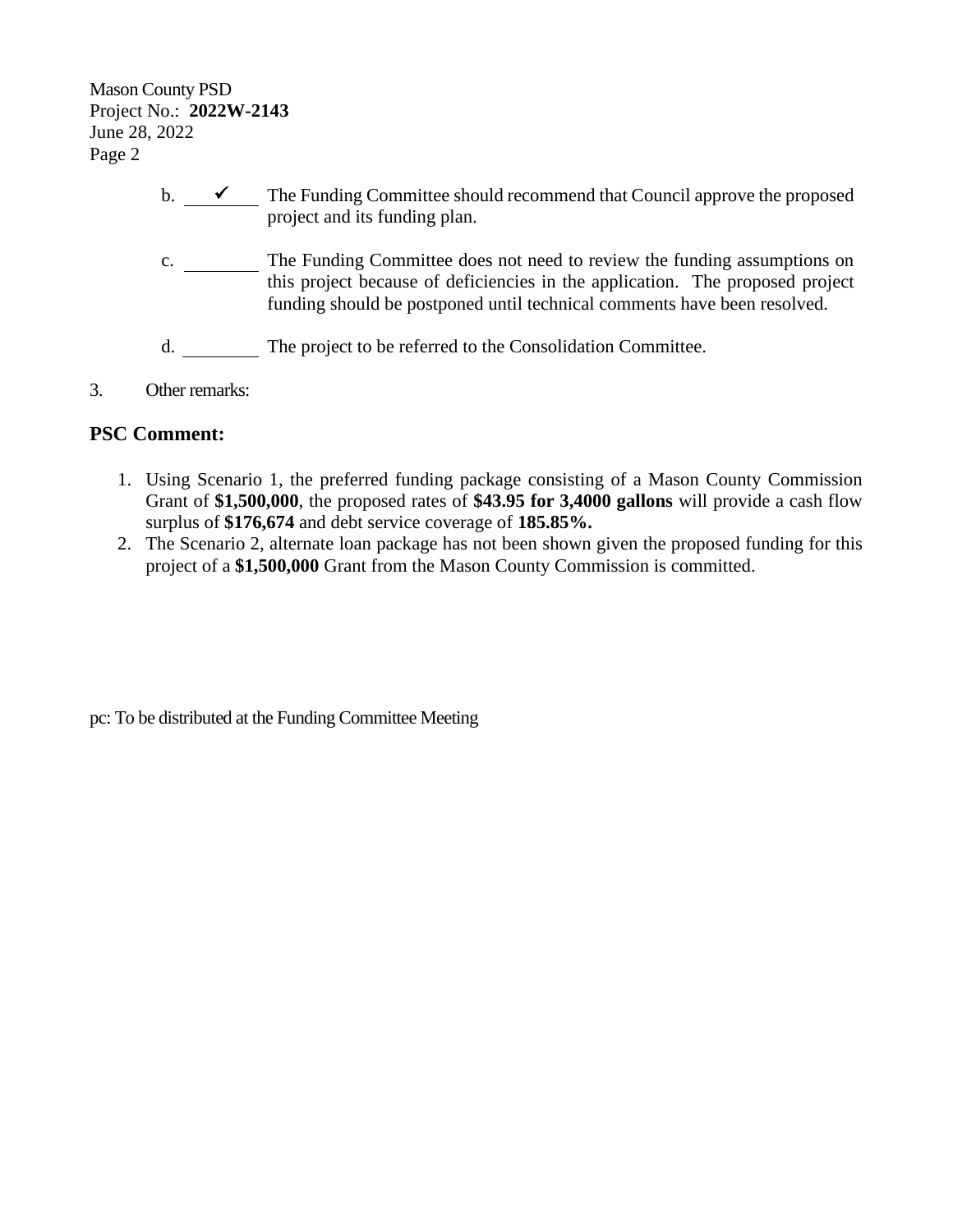Mason County PSD
Project No.: **2022W-2143**
June 28, 2022

b. ✓ The Funding Committee should recommend that Council approve the proposed project and its funding plan.

c. ______ The Funding Committee does not need to review the funding assumptions on this project because of deficiencies in the application. The proposed project funding should be postponed until technical comments have been resolved.

d. ______ The project to be referred to the Consolidation Committee.

3. Other remarks:

## PSC Comment:

1. Using Scenario 1, the preferred funding package consisting of a Mason County Commission Grant of **$1,500,000**, the proposed rates of **$43.95 for 3,4000 gallons** will provide a cash flow surplus of **$176,674** and debt service coverage of **185.85%.**
2. The Scenario 2, alternate loan package has not been shown given the proposed funding for this project of a **$1,500,000** Grant from the Mason County Commission is committed.

pc: To be distributed at the Funding Committee Meeting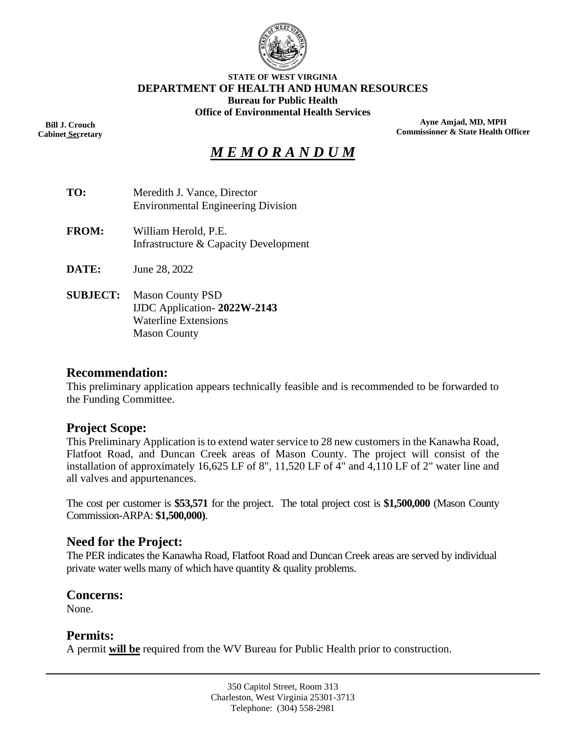**STATE OF WEST VIRGINIA**
**DEPARTMENT OF HEALTH AND HUMAN RESOURCES**
**Bureau for Public Health**
**Office of Environmental Health Services**

**Bill J. Crouch**
**Cabinet Secretary**

**Ayne Amjad, MD, MPH**
**Commissioner & State Health Officer**

# *M E M O R A N D U M*

**TO:** Meredith J. Vance, Director
Environmental Engineering Division

**FROM:** William Herold, P.E.
Infrastructure & Capacity Development

**DATE:** June 28, 2022

**SUBJECT:** Mason County PSD
IJDC Application- **2022W-2143**
Waterline Extensions
Mason County

## Recommendation:

This preliminary application appears technically feasible and is recommended to be forwarded to the Funding Committee.

## Project Scope:

This Preliminary Application is to extend water service to 28 new customers in the Kanawha Road, Flatfoot Road, and Duncan Creek areas of Mason County. The project will consist of the installation of approximately 16,625 LF of 8", 11,520 LF of 4" and 4,110 LF of 2" water line and all valves and appurtenances.

The cost per customer is **$53,571** for the project. The total project cost is **$1,500,000** (Mason County Commission-ARPA: **$1,500,000)**.

## Need for the Project:

The PER indicates the Kanawha Road, Flatfoot Road and Duncan Creek areas are served by individual private water wells many of which have quantity & quality problems.

## Concerns:

None.

## Permits:

A permit **will be** required from the WV Bureau for Public Health prior to construction.

350 Capitol Street, Room 313
Charleston, West Virginia 25301-3713
Telephone: (304) 558-2981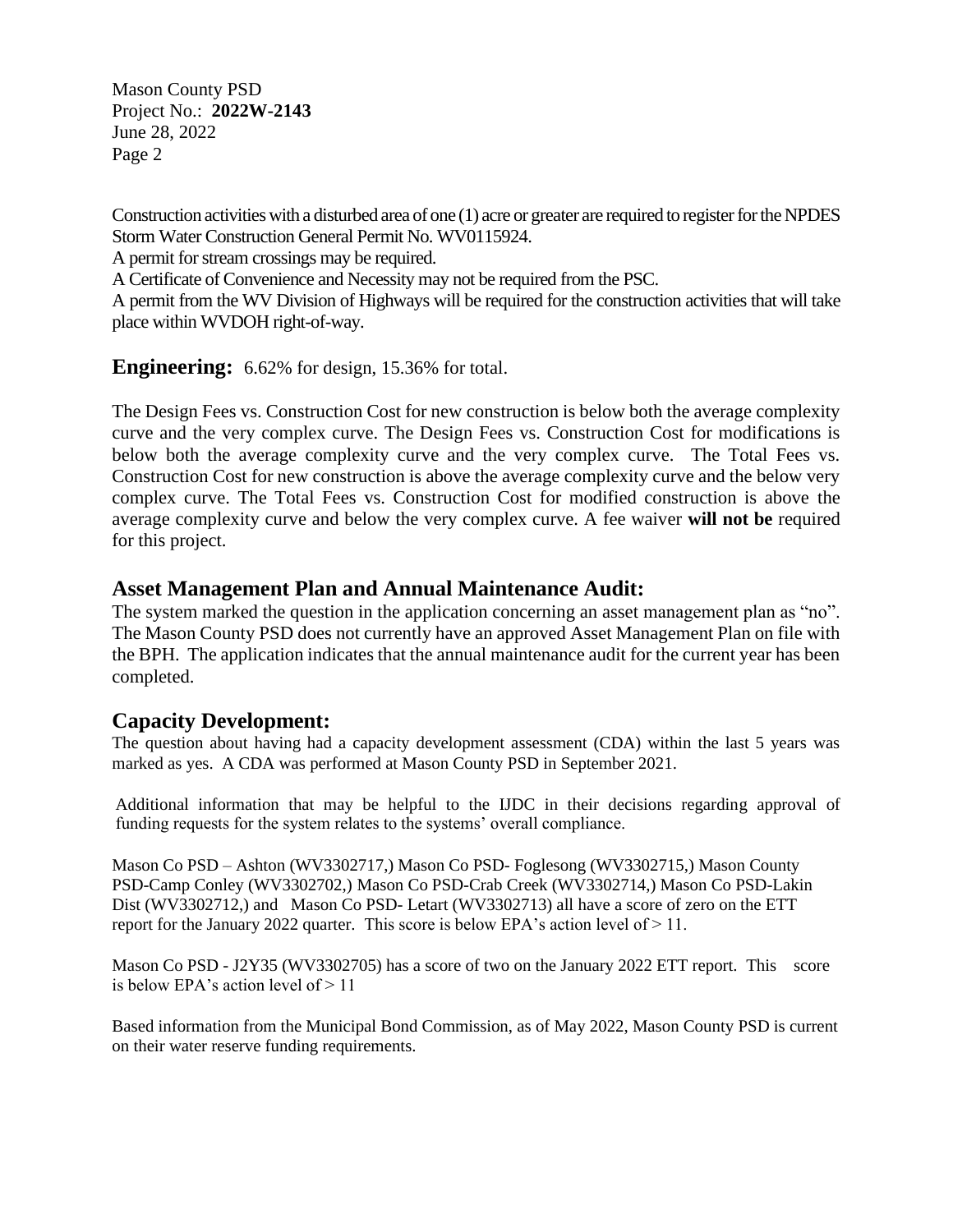Construction activities with a disturbed area of one (1) acre or greater are required to register for the NPDES Storm Water Construction General Permit No. WV0115924.
A permit for stream crossings may be required.
A Certificate of Convenience and Necessity may not be required from the PSC.
A permit from the WV Division of Highways will be required for the construction activities that will take place within WVDOH right-of-way.

## Engineering:

6.62% for design, 15.36% for total.

The Design Fees vs. Construction Cost for new construction is below both the average complexity curve and the very complex curve. The Design Fees vs. Construction Cost for modifications is below both the average complexity curve and the very complex curve. The Total Fees vs. Construction Cost for new construction is above the average complexity curve and the below very complex curve. The Total Fees vs. Construction Cost for modified construction is above the average complexity curve and below the very complex curve. A fee waiver **will not be** required for this project.

## Asset Management Plan and Annual Maintenance Audit:

The system marked the question in the application concerning an asset management plan as "no". The Mason County PSD does not currently have an approved Asset Management Plan on file with the BPH. The application indicates that the annual maintenance audit for the current year has been completed.

## Capacity Development:

The question about having had a capacity development assessment (CDA) within the last 5 years was marked as yes. A CDA was performed at Mason County PSD in September 2021.

Additional information that may be helpful to the IJDC in their decisions regarding approval of funding requests for the system relates to the systems' overall compliance.

Mason Co PSD – Ashton (WV3302717,) Mason Co PSD- Foglesong (WV3302715,) Mason County PSD-Camp Conley (WV3302702,) Mason Co PSD-Crab Creek (WV3302714,) Mason Co PSD-Lakin Dist (WV3302712,) and Mason Co PSD- Letart (WV3302713) all have a score of zero on the ETT report for the January 2022 quarter. This score is below EPA's action level of > 11.

Mason Co PSD - J2Y35 (WV3302705) has a score of two on the January 2022 ETT report. This score is below EPA's action level of > 11

Based information from the Municipal Bond Commission, as of May 2022, Mason County PSD is current on their water reserve funding requirements.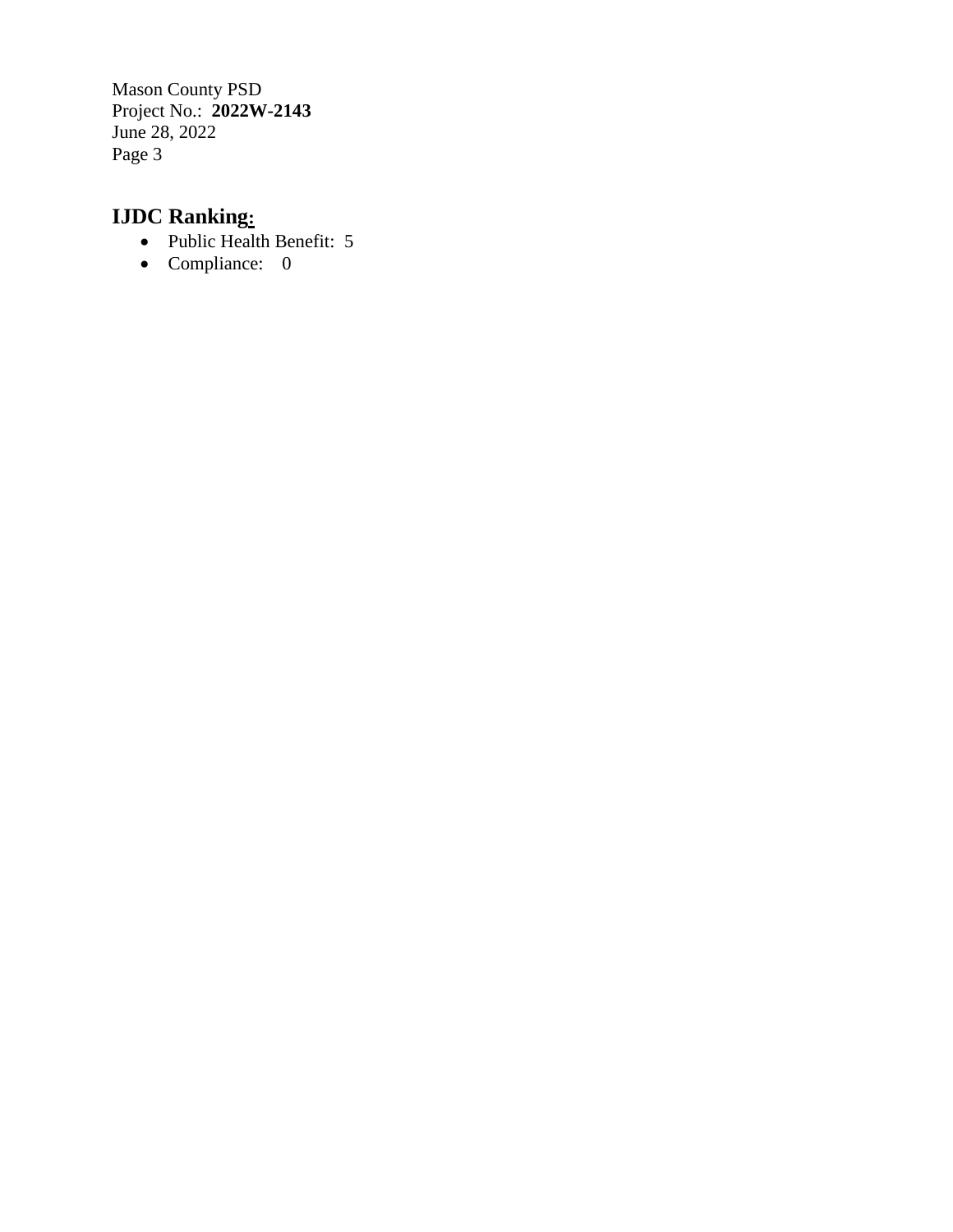## IJDC Ranking:

- Public Health Benefit: 5
- Compliance: 0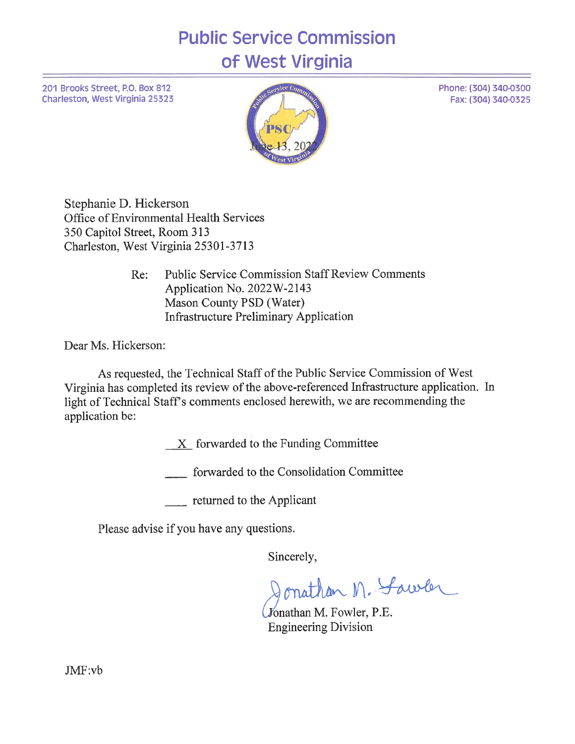# Public Service Commission of West Virginia

201 Brooks Street, P.O. Box 812
Charleston, West Virginia 25323

Phone: (304) 340-0300
Fax: (304) 340-0325

June 13, 2022

Stephanie D. Hickerson
Office of Environmental Health Services
350 Capitol Street, Room 313
Charleston, West Virginia 25301-3713

Re: Public Service Commission Staff Review Comments
Application No. 2022W-2143
Mason County PSD (Water)
Infrastructure Preliminary Application

Dear Ms. Hickerson:

As requested, the Technical Staff of the Public Service Commission of West Virginia has completed its review of the above-referenced Infrastructure application. In light of Technical Staff's comments enclosed herewith, we are recommending the application be:

\_X\_ forwarded to the Funding Committee

\_\_\_\_ forwarded to the Consolidation Committee

\_\_\_\_ returned to the Applicant

Please advise if you have any questions.

Sincerely,

Jonathan M. Fowler

Jonathan M. Fowler, P.E.
Engineering Division

JMF:vb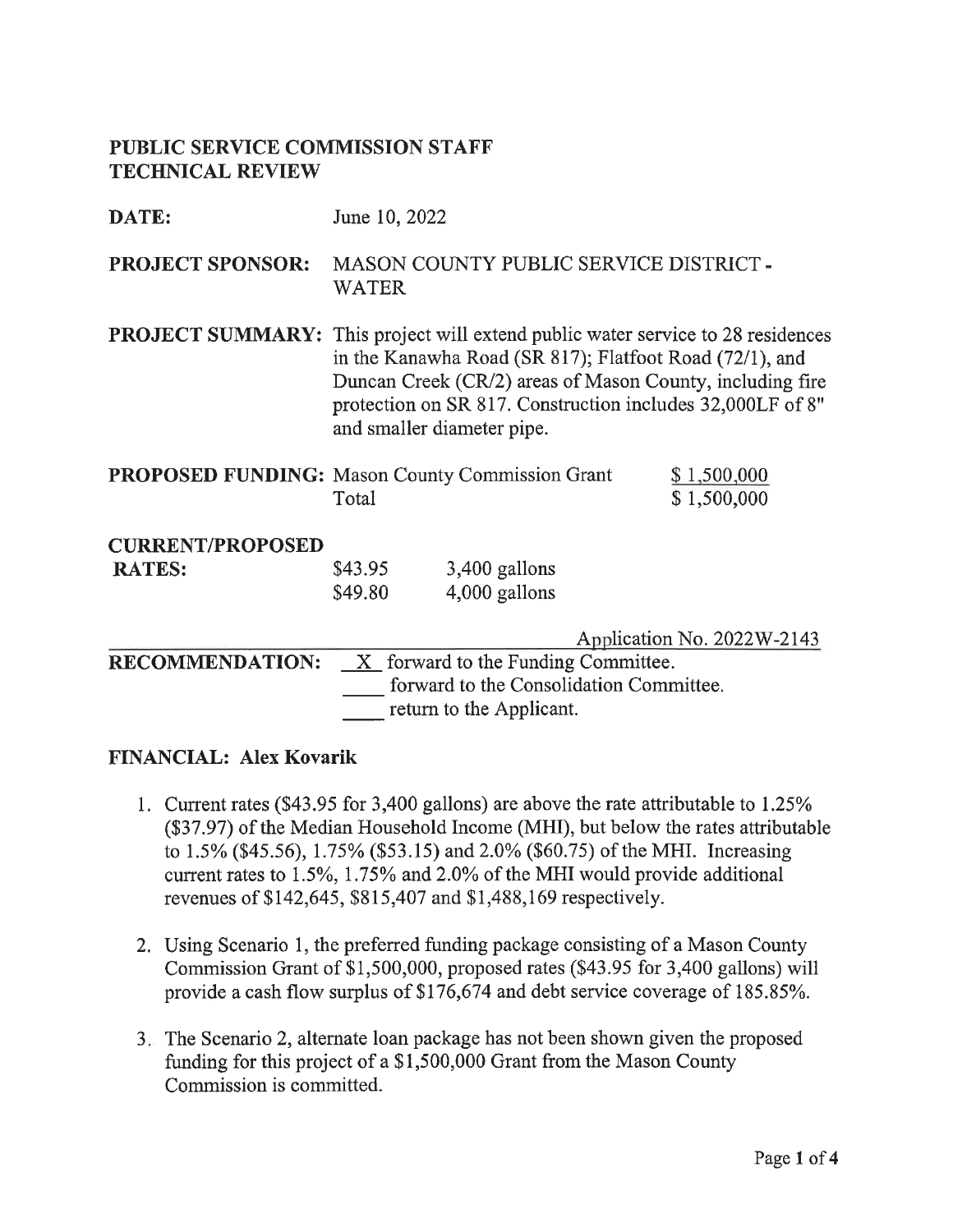# PUBLIC SERVICE COMMISSION STAFF TECHNICAL REVIEW

**DATE:** June 10, 2022

**PROJECT SPONSOR:** MASON COUNTY PUBLIC SERVICE DISTRICT - WATER

**PROJECT SUMMARY:** This project will extend public water service to 28 residences in the Kanawha Road (SR 817); Flatfoot Road (72/1), and Duncan Creek (CR/2) areas of Mason County, including fire protection on SR 817. Construction includes 32,000LF of 8" and smaller diameter pipe.

**PROPOSED FUNDING:**

| | |
|---|---|
| Mason County Commission Grant | $ 1,500,000 |
| Total | $ 1,500,000 |

**CURRENT/PROPOSED RATES:**

| | |
|---|---|
| $43.95 | 3,400 gallons |
| $49.80 | 4,000 gallons |

Application No. 2022W-2143

**RECOMMENDATION:**
- X forward to the Funding Committee.
- ___ forward to the Consolidation Committee.
- ___ return to the Applicant.

## FINANCIAL: Alex Kovarik

1. Current rates ($43.95 for 3,400 gallons) are above the rate attributable to 1.25% ($37.97) of the Median Household Income (MHI), but below the rates attributable to 1.5% ($45.56), 1.75% ($53.15) and 2.0% ($60.75) of the MHI. Increasing current rates to 1.5%, 1.75% and 2.0% of the MHI would provide additional revenues of $142,645, $815,407 and $1,488,169 respectively.

2. Using Scenario 1, the preferred funding package consisting of a Mason County Commission Grant of $1,500,000, proposed rates ($43.95 for 3,400 gallons) will provide a cash flow surplus of $176,674 and debt service coverage of 185.85%.

3. The Scenario 2, alternate loan package has not been shown given the proposed funding for this project of a $1,500,000 Grant from the Mason County Commission is committed.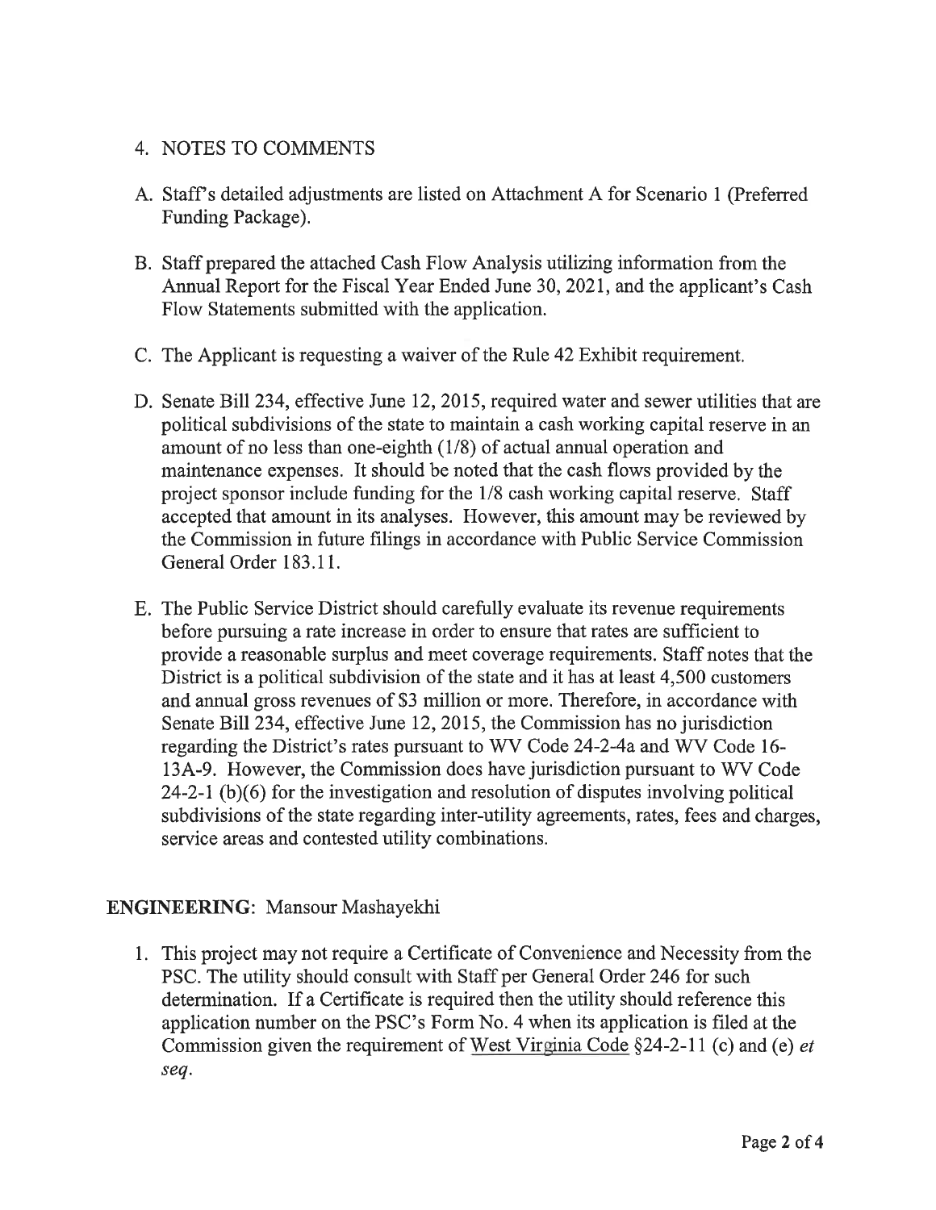4. NOTES TO COMMENTS

A. Staff's detailed adjustments are listed on Attachment A for Scenario 1 (Preferred Funding Package).

B. Staff prepared the attached Cash Flow Analysis utilizing information from the Annual Report for the Fiscal Year Ended June 30, 2021, and the applicant's Cash Flow Statements submitted with the application.

C. The Applicant is requesting a waiver of the Rule 42 Exhibit requirement.

D. Senate Bill 234, effective June 12, 2015, required water and sewer utilities that are political subdivisions of the state to maintain a cash working capital reserve in an amount of no less than one-eighth (1/8) of actual annual operation and maintenance expenses. It should be noted that the cash flows provided by the project sponsor include funding for the 1/8 cash working capital reserve. Staff accepted that amount in its analyses. However, this amount may be reviewed by the Commission in future filings in accordance with Public Service Commission General Order 183.11.

E. The Public Service District should carefully evaluate its revenue requirements before pursuing a rate increase in order to ensure that rates are sufficient to provide a reasonable surplus and meet coverage requirements. Staff notes that the District is a political subdivision of the state and it has at least 4,500 customers and annual gross revenues of $3 million or more. Therefore, in accordance with Senate Bill 234, effective June 12, 2015, the Commission has no jurisdiction regarding the District's rates pursuant to WV Code 24-2-4a and WV Code 16-13A-9. However, the Commission does have jurisdiction pursuant to WV Code 24-2-1 (b)(6) for the investigation and resolution of disputes involving political subdivisions of the state regarding inter-utility agreements, rates, fees and charges, service areas and contested utility combinations.

**ENGINEERING**: Mansour Mashayekhi

1. This project may not require a Certificate of Convenience and Necessity from the PSC. The utility should consult with Staff per General Order 246 for such determination. If a Certificate is required then the utility should reference this application number on the PSC's Form No. 4 when its application is filed at the Commission given the requirement of <u>West Virginia Code</u> §24-2-11 (c) and (e) *et seq*.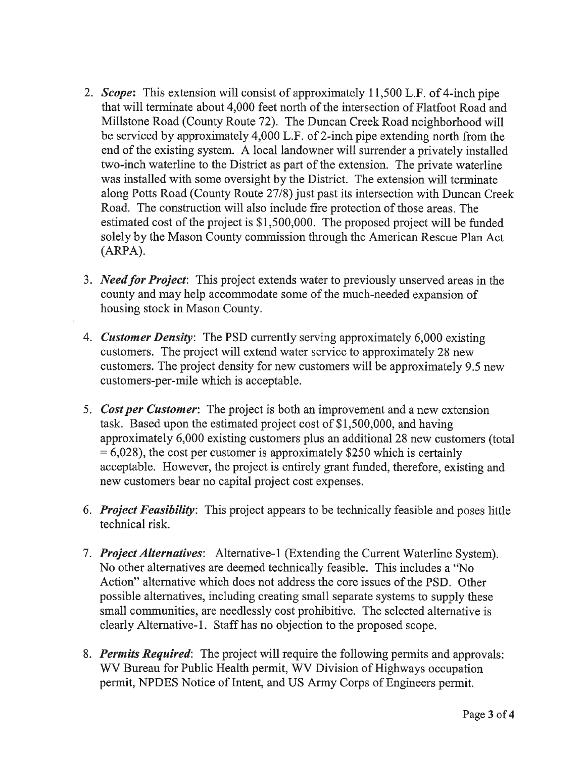2. ***Scope***: This extension will consist of approximately 11,500 L.F. of 4-inch pipe that will terminate about 4,000 feet north of the intersection of Flatfoot Road and Millstone Road (County Route 72). The Duncan Creek Road neighborhood will be serviced by approximately 4,000 L.F. of 2-inch pipe extending north from the end of the existing system. A local landowner will surrender a privately installed two-inch waterline to the District as part of the extension. The private waterline was installed with some oversight by the District. The extension will terminate along Potts Road (County Route 27/8) just past its intersection with Duncan Creek Road. The construction will also include fire protection of those areas. The estimated cost of the project is $1,500,000. The proposed project will be funded solely by the Mason County commission through the American Rescue Plan Act (ARPA).

3. ***Need for Project***: This project extends water to previously unserved areas in the county and may help accommodate some of the much-needed expansion of housing stock in Mason County.

4. ***Customer Density***: The PSD currently serving approximately 6,000 existing customers. The project will extend water service to approximately 28 new customers. The project density for new customers will be approximately 9.5 new customers-per-mile which is acceptable.

5. ***Cost per Customer***: The project is both an improvement and a new extension task. Based upon the estimated project cost of $1,500,000, and having approximately 6,000 existing customers plus an additional 28 new customers (total = 6,028), the cost per customer is approximately $250 which is certainly acceptable. However, the project is entirely grant funded, therefore, existing and new customers bear no capital project cost expenses.

6. ***Project Feasibility***: This project appears to be technically feasible and poses little technical risk.

7. ***Project Alternatives***: Alternative-1 (Extending the Current Waterline System). No other alternatives are deemed technically feasible. This includes a "No Action" alternative which does not address the core issues of the PSD. Other possible alternatives, including creating small separate systems to supply these small communities, are needlessly cost prohibitive. The selected alternative is clearly Alternative-1. Staff has no objection to the proposed scope.

8. ***Permits Required***: The project will require the following permits and approvals: WV Bureau for Public Health permit, WV Division of Highways occupation permit, NPDES Notice of Intent, and US Army Corps of Engineers permit.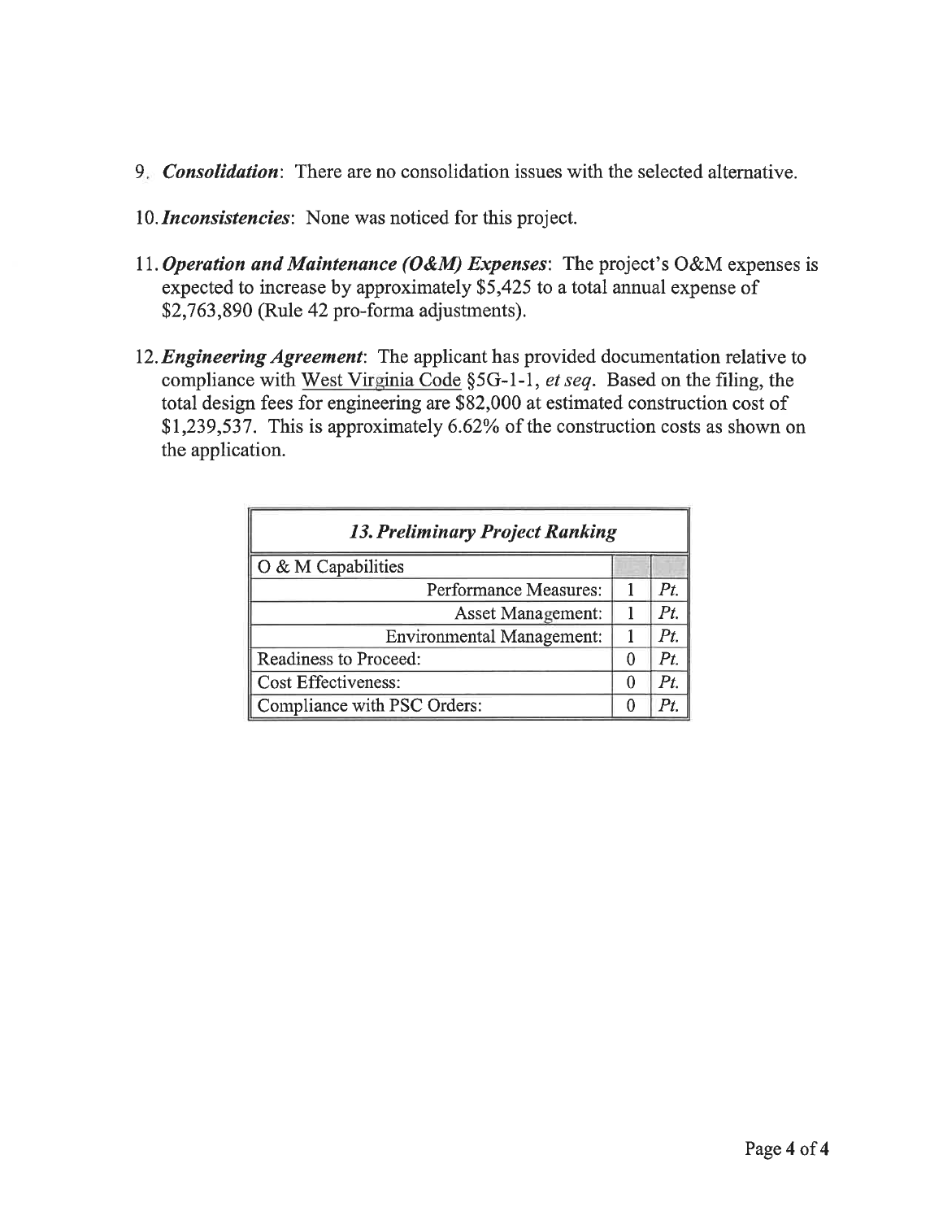9. ***Consolidation***: There are no consolidation issues with the selected alternative.

10. ***Inconsistencies***: None was noticed for this project.

11. ***Operation and Maintenance (O&M) Expenses***: The project's O&M expenses is expected to increase by approximately $5,425 to a total annual expense of $2,763,890 (Rule 42 pro-forma adjustments).

12. ***Engineering Agreement***: The applicant has provided documentation relative to compliance with West Virginia Code §5G-1-1, *et seq*. Based on the filing, the total design fees for engineering are $82,000 at estimated construction cost of $1,239,537. This is approximately 6.62% of the construction costs as shown on the application.

| ***13. Preliminary Project Ranking*** | | |
|---|---|---|
| O & M Capabilities | | |
| Performance Measures: | 1 | *Pt.* |
| Asset Management: | 1 | *Pt.* |
| Environmental Management: | 1 | *Pt.* |
| Readiness to Proceed: | 0 | *Pt.* |
| Cost Effectiveness: | 0 | *Pt.* |
| Compliance with PSC Orders: | 0 | *Pt.* |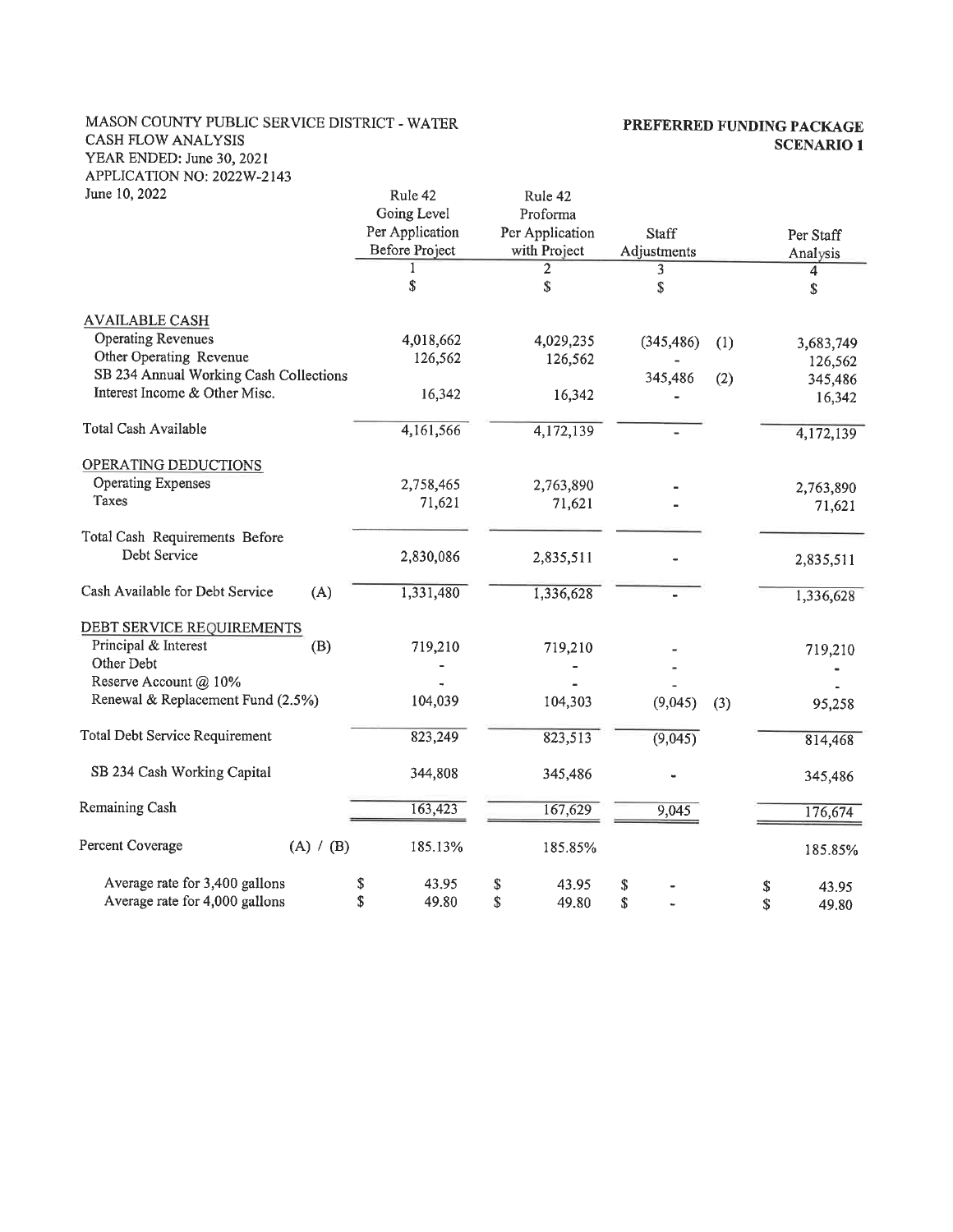MASON COUNTY PUBLIC SERVICE DISTRICT - WATER
CASH FLOW ANALYSIS
YEAR ENDED: June 30, 2021
APPLICATION NO: 2022W-2143
June 10, 2022

**PREFERRED FUNDING PACKAGE**
**SCENARIO 1**

| | | Rule 42 Going Level Per Application Before Project | Rule 42 Proforma Per Application with Project | Staff Adjustments | | Per Staff Analysis |
|---|---|---|---|---|---|---|
| | | 1 | 2 | 3 | | 4 |
| | | $ | $ | $ | | $ |
| AVAILABLE CASH | | | | | | |
| Operating Revenues | | 4,018,662 | 4,029,235 | (345,486) | (1) | 3,683,749 |
| Other Operating Revenue | | 126,562 | 126,562 | - | | 126,562 |
| SB 234 Annual Working Cash Collections | | | | 345,486 | (2) | 345,486 |
| Interest Income & Other Misc. | | 16,342 | 16,342 | - | | 16,342 |
| Total Cash Available | | 4,161,566 | 4,172,139 | - | | 4,172,139 |
| OPERATING DEDUCTIONS | | | | | | |
| Operating Expenses | | 2,758,465 | 2,763,890 | - | | 2,763,890 |
| Taxes | | 71,621 | 71,621 | - | | 71,621 |
| Total Cash Requirements Before Debt Service | | 2,830,086 | 2,835,511 | - | | 2,835,511 |
| Cash Available for Debt Service | (A) | 1,331,480 | 1,336,628 | - | | 1,336,628 |
| DEBT SERVICE REQUIREMENTS | | | | | | |
| Principal & Interest | (B) | 719,210 | 719,210 | - | | 719,210 |
| Other Debt | | - | - | - | | - |
| Reserve Account @ 10% | | - | - | - | | - |
| Renewal & Replacement Fund (2.5%) | | 104,039 | 104,303 | (9,045) | (3) | 95,258 |
| Total Debt Service Requirement | | 823,249 | 823,513 | (9,045) | | 814,468 |
| SB 234 Cash Working Capital | | 344,808 | 345,486 | - | | 345,486 |
| Remaining Cash | | 163,423 | 167,629 | 9,045 | | 176,674 |
| Percent Coverage | (A) / (B) | 185.13% | 185.85% | | | 185.85% |
| Average rate for 3,400 gallons | | $ 43.95 | $ 43.95 | $ - | | $ 43.95 |
| Average rate for 4,000 gallons | | $ 49.80 | $ 49.80 | $ - | | $ 49.80 |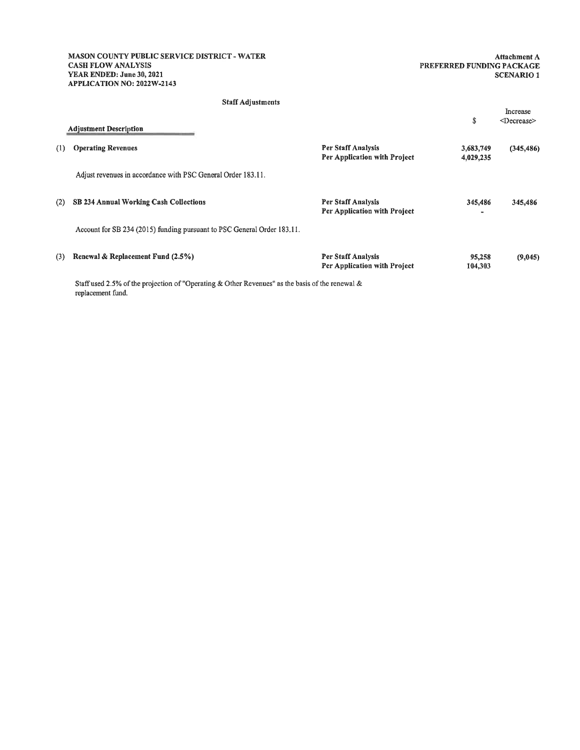**MASON COUNTY PUBLIC SERVICE DISTRICT - WATER**
**CASH FLOW ANALYSIS**
**YEAR ENDED: June 30, 2021**
**APPLICATION NO: 2022W-2143**

**Attachment A**
**PREFERRED FUNDING PACKAGE**
**SCENARIO 1**

**Staff Adjustments**

| | Adjustment Description | | $ | Increase <Decrease> |
|---|---|---|---|---|
| (1) | **Operating Revenues** | **Per Staff Analysis** | 3,683,749 | (345,486) |
| | | **Per Application with Project** | 4,029,235 | |
| | Adjust revenues in accordance with PSC General Order 183.11. | | | |
| (2) | **SB 234 Annual Working Cash Collections** | **Per Staff Analysis** | 345,486 | 345,486 |
| | | **Per Application with Project** | - | |
| | Account for SB 234 (2015) funding pursuant to PSC General Order 183.11. | | | |
| (3) | **Renewal & Replacement Fund (2.5%)** | **Per Staff Analysis** | 95,258 | (9,045) |
| | | **Per Application with Project** | 104,303 | |
| | Staff used 2.5% of the projection of "Operating & Other Revenues" as the basis of the renewal & replacement fund. | | | |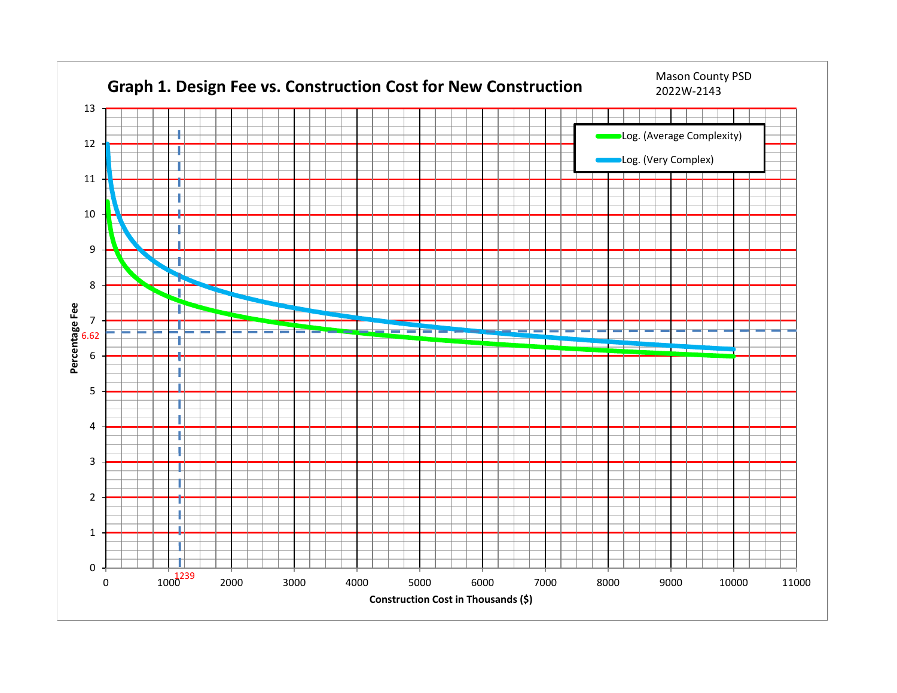# Graph 1. Design Fee vs. Construction Cost for New Construction

Mason County PSD
2022W-2143

Legend:
- Log. (Average Complexity)
- Log. (Very Complex)

Y-axis: Percentage Fee (0–13)

X-axis: Construction Cost in Thousands ($) (0–11000)

Marked values: 6.62 (percentage fee), 1239 (construction cost in thousands)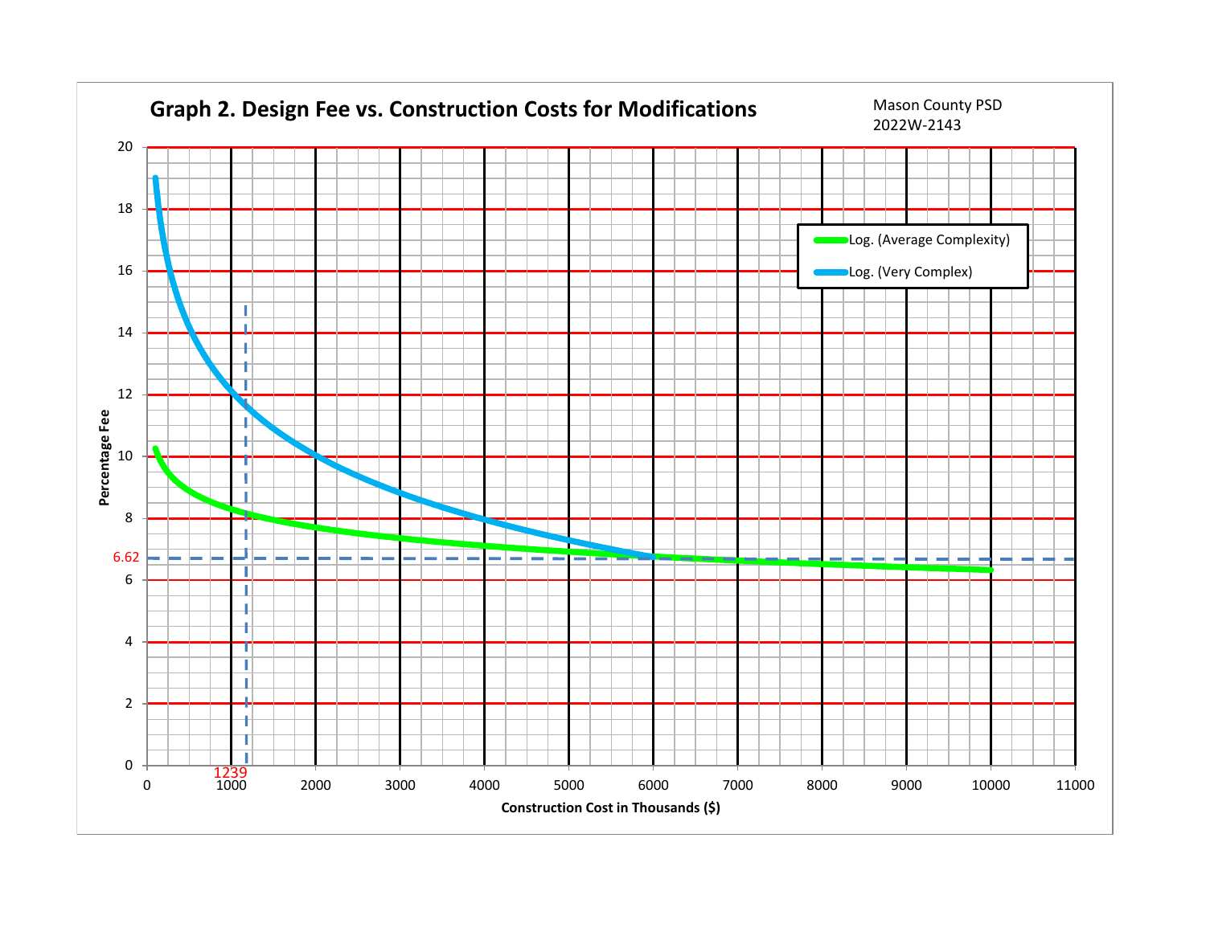## Graph 2. Design Fee vs. Construction Costs for Modifications

Mason County PSD
2022W-2143

Legend:
- Log. (Average Complexity)
- Log. (Very Complex)

Percentage Fee (y-axis): 0, 2, 4, 6, 6.62, 8, 10, 12, 14, 16, 18, 20

Construction Cost in Thousands ($) (x-axis): 0, 1000, 1239, 2000, 3000, 4000, 5000, 6000, 7000, 8000, 9000, 10000, 11000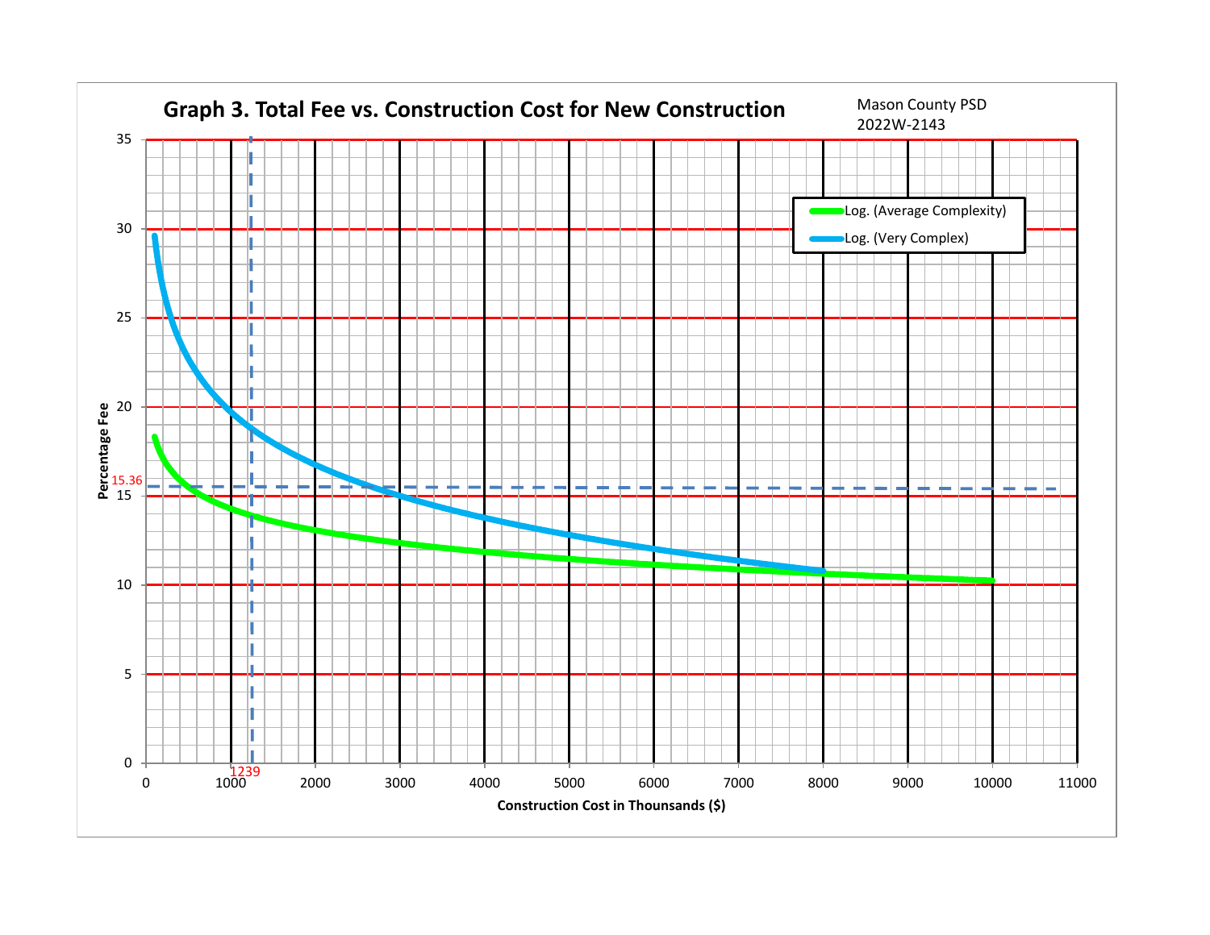# Graph 3. Total Fee vs. Construction Cost for New Construction

Mason County PSD
2022W-2143

Percentage Fee: 0, 5, 10, 15, 15.36, 20, 25, 30, 35

Construction Cost in Thousands ($): 0, 1000, 1239, 2000, 3000, 4000, 5000, 6000, 7000, 8000, 9000, 10000, 11000

Log. (Average Complexity)

Log. (Very Complex)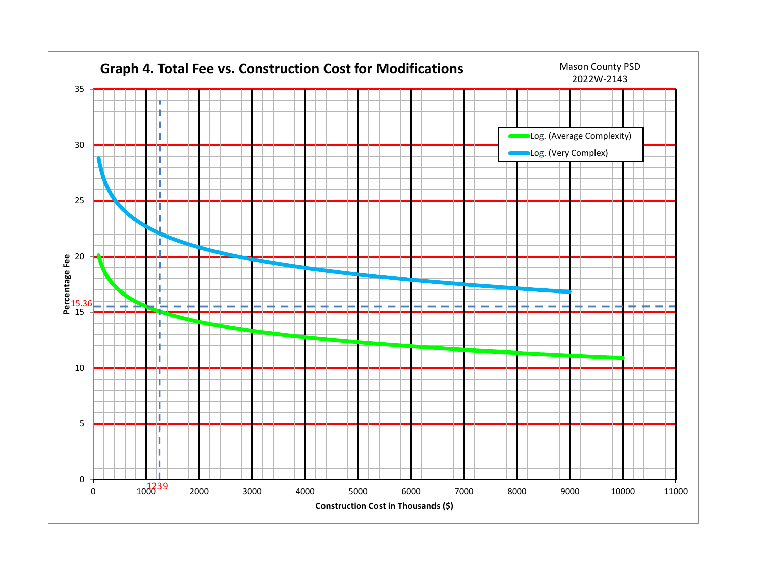## Graph 4. Total Fee vs. Construction Cost for Modifications

Mason County PSD
2022W-2143

Legend:
- Log. (Average Complexity)
- Log. (Very Complex)

Percentage Fee (y-axis): 0, 5, 10, 15, 20, 25, 30, 35

Construction Cost in Thousands ($) (x-axis): 0, 1000, 2000, 3000, 4000, 5000, 6000, 7000, 8000, 9000, 10000, 11000

15.36

1239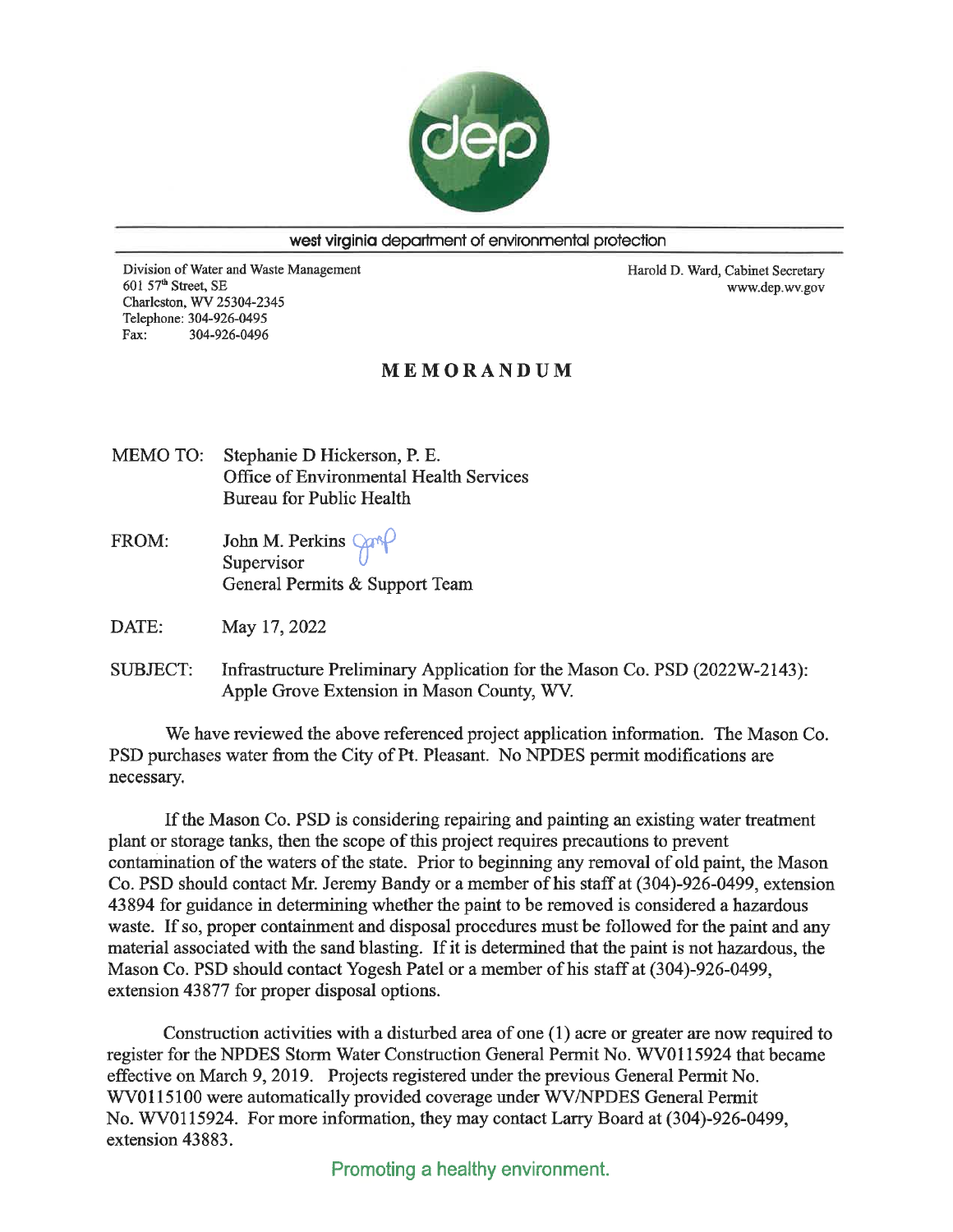west virginia department of environmental protection

Division of Water and Waste Management
601 57th Street, SE
Charleston, WV 25304-2345
Telephone: 304-926-0495
Fax: 304-926-0496

Harold D. Ward, Cabinet Secretary
www.dep.wv.gov

# MEMORANDUM

MEMO TO: Stephanie D Hickerson, P. E.
Office of Environmental Health Services
Bureau for Public Health

FROM: John M. Perkins
Supervisor
General Permits & Support Team

DATE: May 17, 2022

SUBJECT: Infrastructure Preliminary Application for the Mason Co. PSD (2022W-2143): Apple Grove Extension in Mason County, WV.

We have reviewed the above referenced project application information. The Mason Co. PSD purchases water from the City of Pt. Pleasant. No NPDES permit modifications are necessary.

If the Mason Co. PSD is considering repairing and painting an existing water treatment plant or storage tanks, then the scope of this project requires precautions to prevent contamination of the waters of the state. Prior to beginning any removal of old paint, the Mason Co. PSD should contact Mr. Jeremy Bandy or a member of his staff at (304)-926-0499, extension 43894 for guidance in determining whether the paint to be removed is considered a hazardous waste. If so, proper containment and disposal procedures must be followed for the paint and any material associated with the sand blasting. If it is determined that the paint is not hazardous, the Mason Co. PSD should contact Yogesh Patel or a member of his staff at (304)-926-0499, extension 43877 for proper disposal options.

Construction activities with a disturbed area of one (1) acre or greater are now required to register for the NPDES Storm Water Construction General Permit No. WV0115924 that became effective on March 9, 2019. Projects registered under the previous General Permit No. WV0115100 were automatically provided coverage under WV/NPDES General Permit No. WV0115924. For more information, they may contact Larry Board at (304)-926-0499, extension 43883.

Promoting a healthy environment.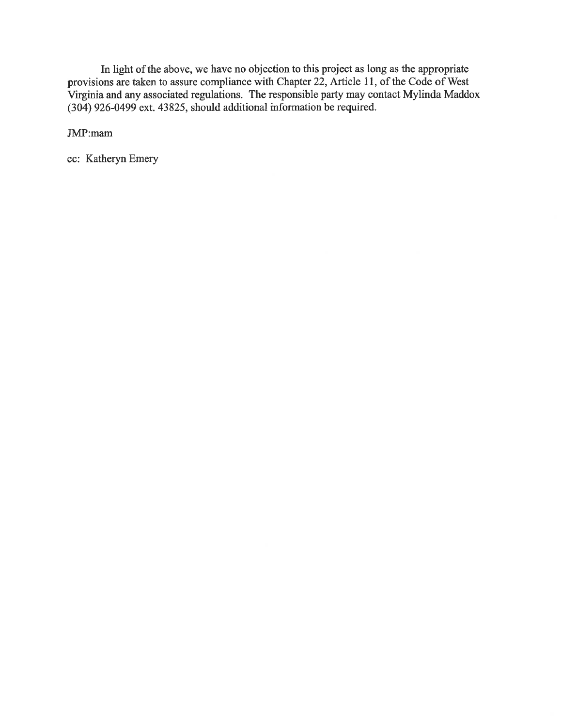In light of the above, we have no objection to this project as long as the appropriate provisions are taken to assure compliance with Chapter 22, Article 11, of the Code of West Virginia and any associated regulations. The responsible party may contact Mylinda Maddox (304) 926-0499 ext. 43825, should additional information be required.

JMP:mam

cc: Katheryn Emery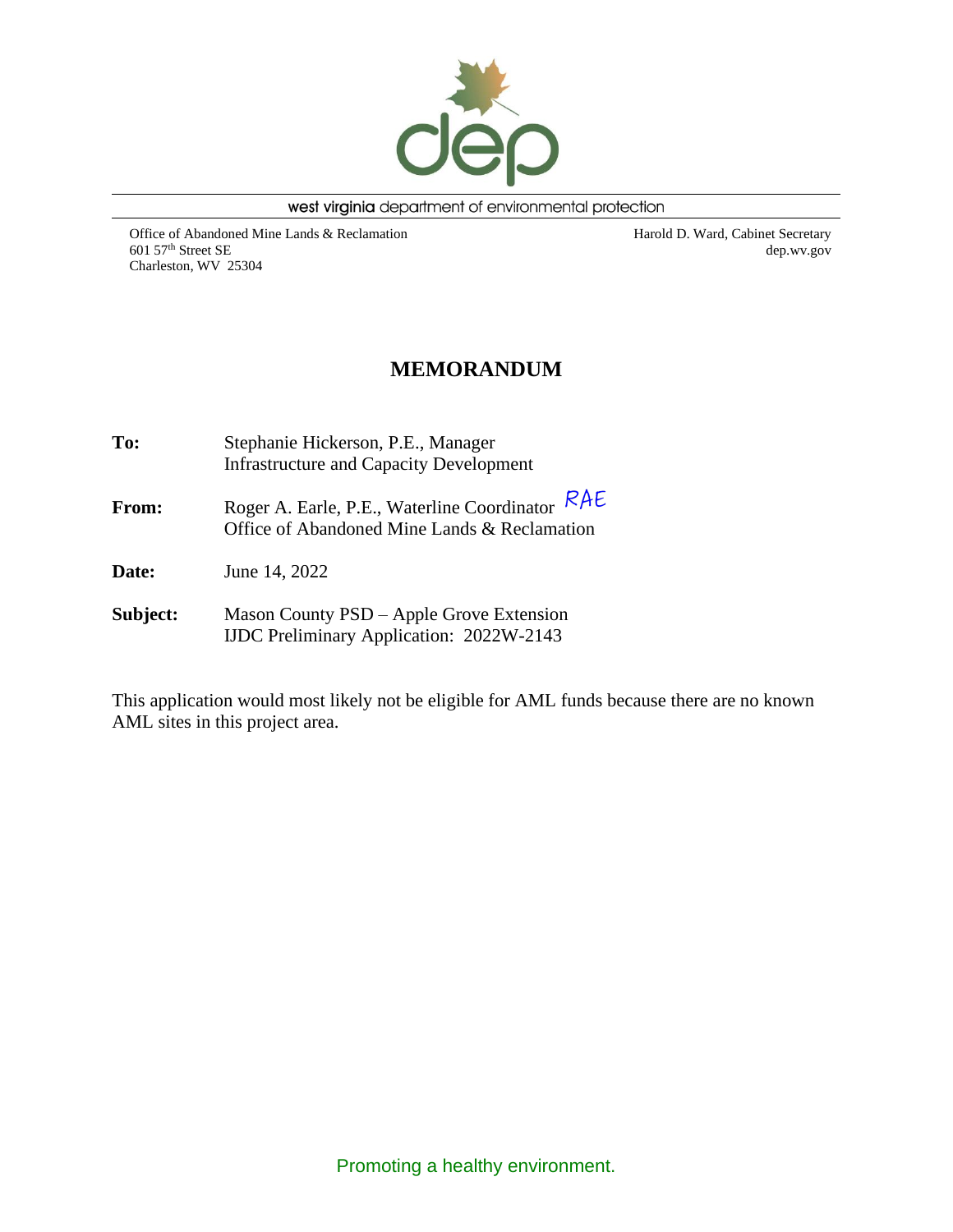west virginia department of environmental protection

Office of Abandoned Mine Lands & Reclamation
601 57th Street SE
Charleston, WV 25304

Harold D. Ward, Cabinet Secretary
dep.wv.gov

# MEMORANDUM

**To:** Stephanie Hickerson, P.E., Manager
Infrastructure and Capacity Development

**From:** Roger A. Earle, P.E., Waterline Coordinator RAE
Office of Abandoned Mine Lands & Reclamation

**Date:** June 14, 2022

**Subject:** Mason County PSD – Apple Grove Extension
IJDC Preliminary Application: 2022W-2143

This application would most likely not be eligible for AML funds because there are no known AML sites in this project area.

Promoting a healthy environment.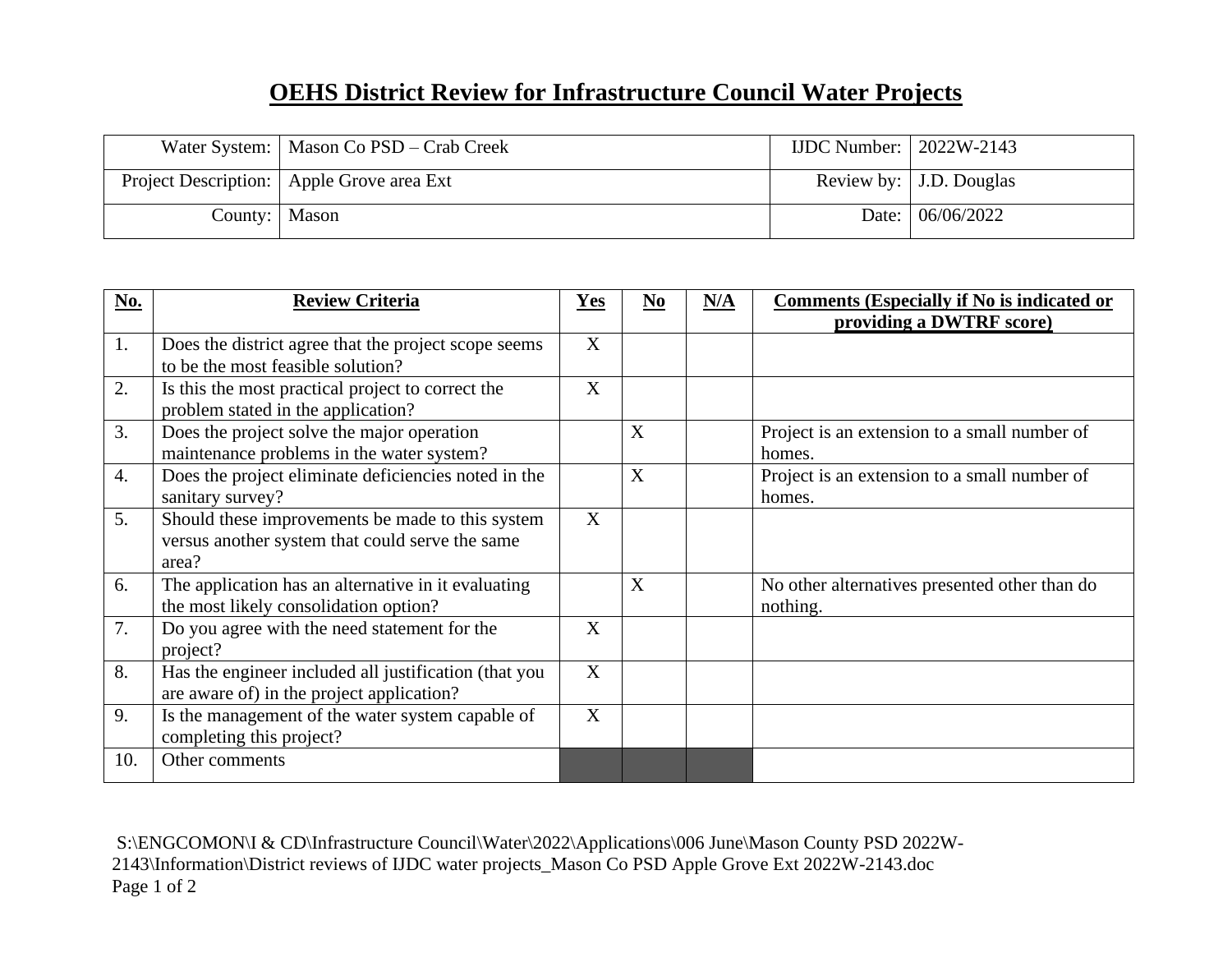# OEHS District Review for Infrastructure Council Water Projects

| Water System: | Mason Co PSD – Crab Creek | IJDC Number: | 2022W-2143 |
|---|---|---|---|
| Project Description: | Apple Grove area Ext | Review by: | J.D. Douglas |
| County: | Mason | Date: | 06/06/2022 |

| No. | Review Criteria | Yes | No | N/A | Comments (Especially if No is indicated or providing a DWTRF score) |
|---|---|---|---|---|---|
| 1. | Does the district agree that the project scope seems to be the most feasible solution? | X | | | |
| 2. | Is this the most practical project to correct the problem stated in the application? | X | | | |
| 3. | Does the project solve the major operation maintenance problems in the water system? | | X | | Project is an extension to a small number of homes. |
| 4. | Does the project eliminate deficiencies noted in the sanitary survey? | | X | | Project is an extension to a small number of homes. |
| 5. | Should these improvements be made to this system versus another system that could serve the same area? | X | | | |
| 6. | The application has an alternative in it evaluating the most likely consolidation option? | | X | | No other alternatives presented other than do nothing. |
| 7. | Do you agree with the need statement for the project? | X | | | |
| 8. | Has the engineer included all justification (that you are aware of) in the project application? | X | | | |
| 9. | Is the management of the water system capable of completing this project? | X | | | |
| 10. | Other comments | | | | |

S:\ENGCOMON\I & CD\Infrastructure Council\Water\2022\Applications\006 June\Mason County PSD 2022W-2143\Information\District reviews of IJDC water projects_Mason Co PSD Apple Grove Ext 2022W-2143.doc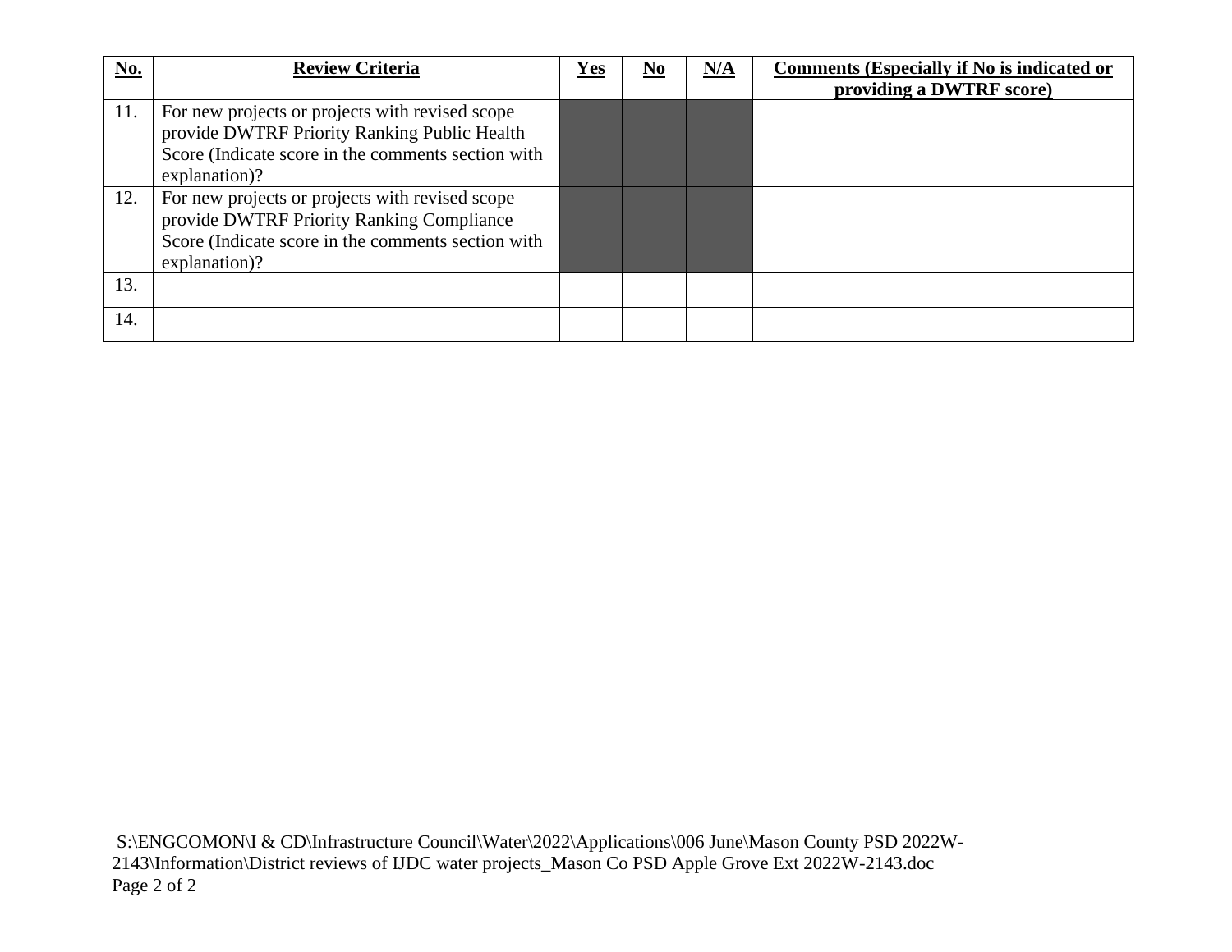| No. | Review Criteria | Yes | No | N/A | Comments (Especially if No is indicated or providing a DWTRF score) |
|---|---|---|---|---|---|
| 11. | For new projects or projects with revised scope provide DWTRF Priority Ranking Public Health Score (Indicate score in the comments section with explanation)? | | | | |
| 12. | For new projects or projects with revised scope provide DWTRF Priority Ranking Compliance Score (Indicate score in the comments section with explanation)? | | | | |
| 13. | | | | | |
| 14. | | | | | |

S:\ENGCOMON\I & CD\Infrastructure Council\Water\2022\Applications\006 June\Mason County PSD 2022W-2143\Information\District reviews of IJDC water projects_Mason Co PSD Apple Grove Ext 2022W-2143.doc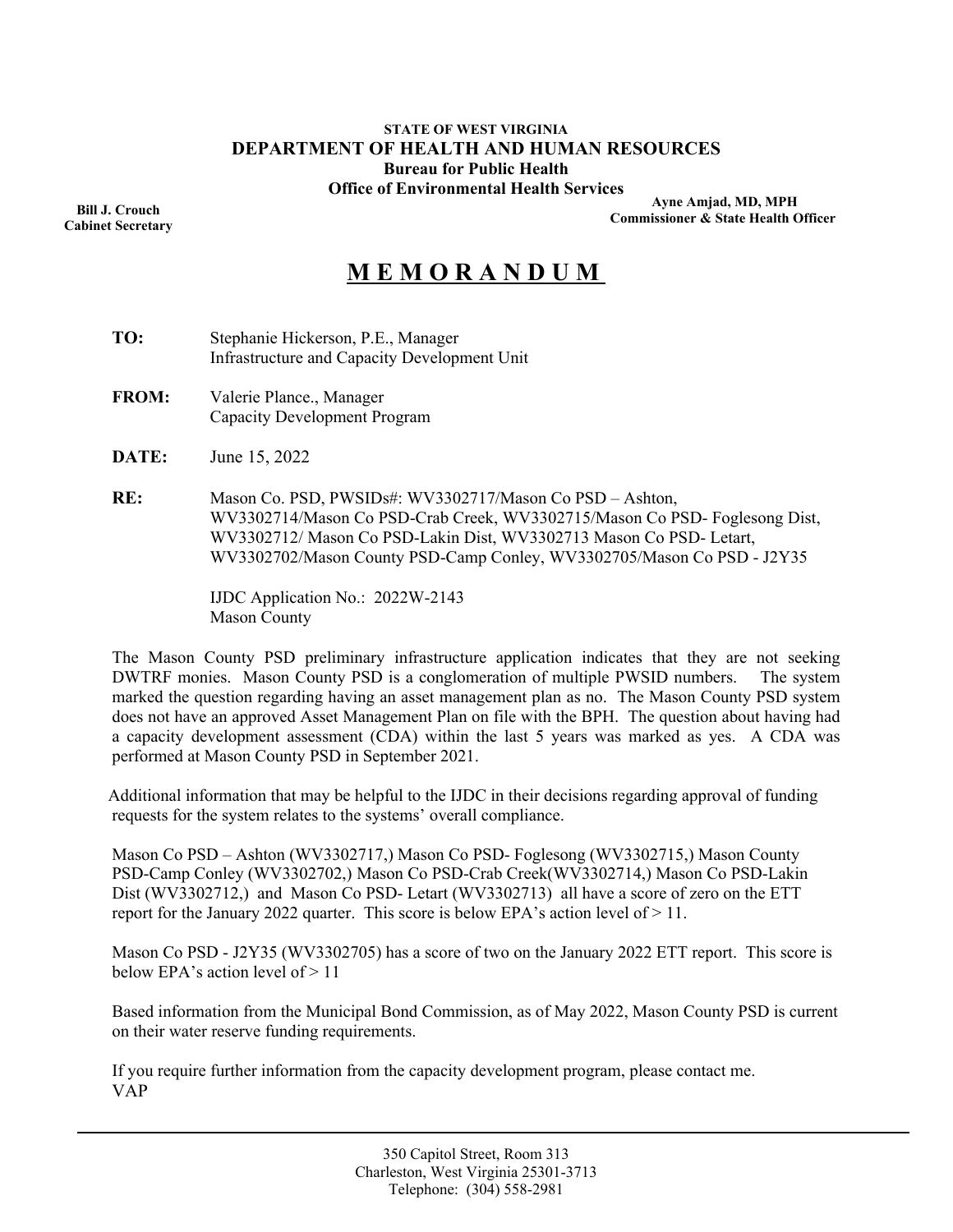**STATE OF WEST VIRGINIA**
**DEPARTMENT OF HEALTH AND HUMAN RESOURCES**
**Bureau for Public Health**
**Office of Environmental Health Services**

**Bill J. Crouch**
**Cabinet Secretary**

**Ayne Amjad, MD, MPH**
**Commissioner & State Health Officer**

# M E M O R A N D U M

**TO:** Stephanie Hickerson, P.E., Manager
Infrastructure and Capacity Development Unit

**FROM:** Valerie Plance., Manager
Capacity Development Program

**DATE:** June 15, 2022

**RE:** Mason Co. PSD, PWSIDs#: WV3302717/Mason Co PSD – Ashton, WV3302714/Mason Co PSD-Crab Creek, WV3302715/Mason Co PSD- Foglesong Dist, WV3302712/ Mason Co PSD-Lakin Dist, WV3302713 Mason Co PSD- Letart, WV3302702/Mason County PSD-Camp Conley, WV3302705/Mason Co PSD - J2Y35

IJDC Application No.: 2022W-2143
Mason County

The Mason County PSD preliminary infrastructure application indicates that they are not seeking DWTRF monies. Mason County PSD is a conglomeration of multiple PWSID numbers. The system marked the question regarding having an asset management plan as no. The Mason County PSD system does not have an approved Asset Management Plan on file with the BPH. The question about having had a capacity development assessment (CDA) within the last 5 years was marked as yes. A CDA was performed at Mason County PSD in September 2021.

Additional information that may be helpful to the IJDC in their decisions regarding approval of funding requests for the system relates to the systems' overall compliance.

Mason Co PSD – Ashton (WV3302717,) Mason Co PSD- Foglesong (WV3302715,) Mason County PSD-Camp Conley (WV3302702,) Mason Co PSD-Crab Creek(WV3302714,) Mason Co PSD-Lakin Dist (WV3302712,) and Mason Co PSD- Letart (WV3302713) all have a score of zero on the ETT report for the January 2022 quarter. This score is below EPA's action level of > 11.

Mason Co PSD - J2Y35 (WV3302705) has a score of two on the January 2022 ETT report. This score is below EPA's action level of > 11

Based information from the Municipal Bond Commission, as of May 2022, Mason County PSD is current on their water reserve funding requirements.

If you require further information from the capacity development program, please contact me.
VAP

350 Capitol Street, Room 313
Charleston, West Virginia 25301-3713
Telephone: (304) 558-2981